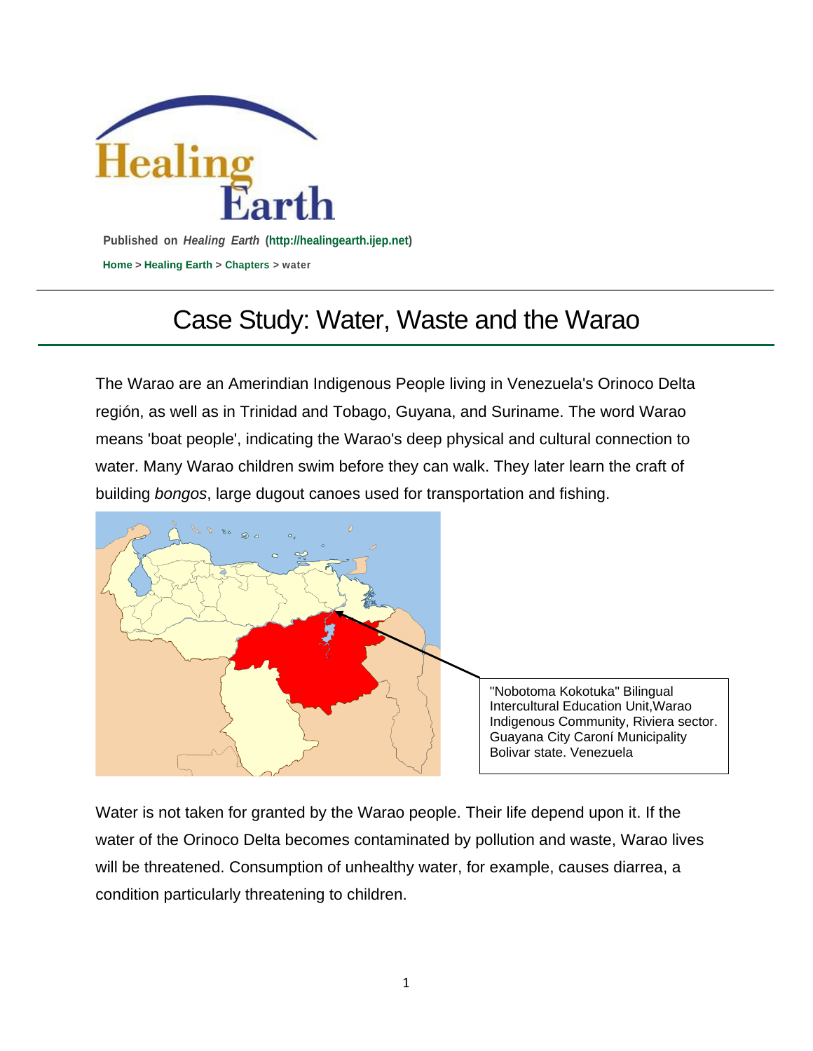Published on *Healing Earth* (http://healingearth.ijep.net)

Home > Healing Earth > Chapters > water

# Case Study: Water, Waste and the Warao

The Warao are an Amerindian Indigenous People living in Venezuela's Orinoco Delta región, as well as in Trinidad and Tobago, Guyana, and Suriname. The word Warao means 'boat people', indicating the Warao's deep physical and cultural connection to water. Many Warao children swim before they can walk. They later learn the craft of building *bongos*, large dugout canoes used for transportation and fishing.

"Nobotoma Kokotuka" Bilingual Intercultural Education Unit,Warao Indigenous Community, Riviera sector. Guayana City Caroní Municipality Bolivar state. Venezuela

Water is not taken for granted by the Warao people. Their life depend upon it. If the water of the Orinoco Delta becomes contaminated by pollution and waste, Warao lives will be threatened. Consumption of unhealthy water, for example, causes diarrea, a condition particularly threatening to children.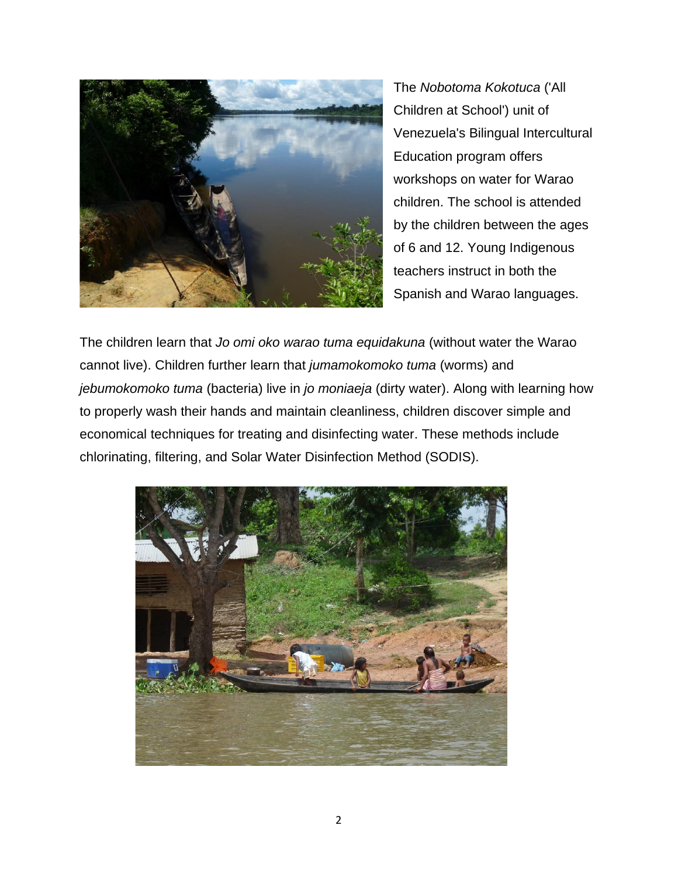The *Nobotoma Kokotuca* ('All Children at School') unit of Venezuela's Bilingual Intercultural Education program offers workshops on water for Warao children. The school is attended by the children between the ages of 6 and 12. Young Indigenous teachers instruct in both the Spanish and Warao languages.

The children learn that *Jo omi oko warao tuma equidakuna* (without water the Warao cannot live). Children further learn that *jumamokomoko tuma* (worms) and *jebumokomoko tuma* (bacteria) live in *jo moniaeja* (dirty water). Along with learning how to properly wash their hands and maintain cleanliness, children discover simple and economical techniques for treating and disinfecting water. These methods include chlorinating, filtering, and Solar Water Disinfection Method (SODIS).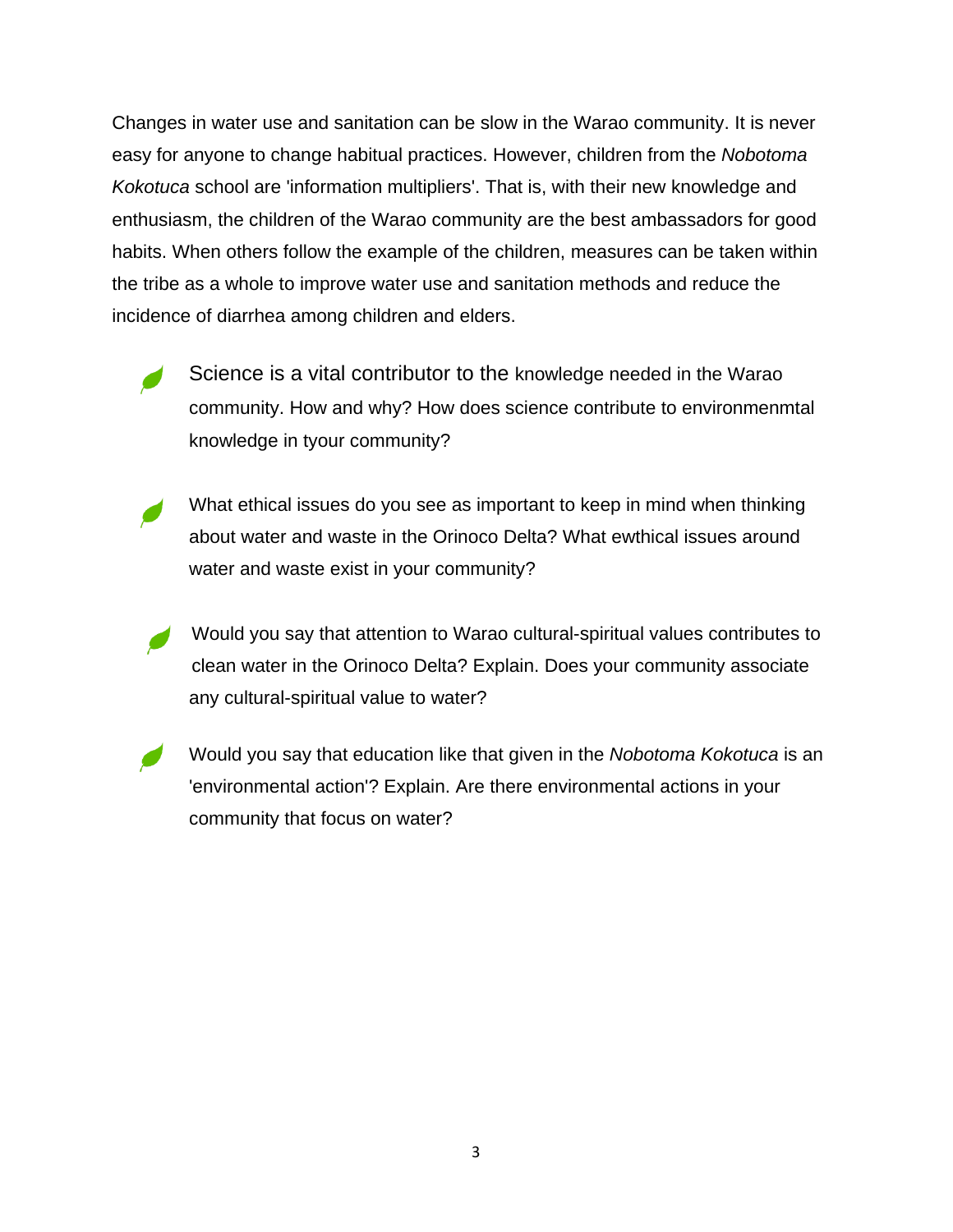Changes in water use and sanitation can be slow in the Warao community. It is never easy for anyone to change habitual practices. However, children from the *Nobotoma Kokotuca* school are 'information multipliers'. That is, with their new knowledge and enthusiasm, the children of the Warao community are the best ambassadors for good habits. When others follow the example of the children, measures can be taken within the tribe as a whole to improve water use and sanitation methods and reduce the incidence of diarrhea among children and elders.

- Science is a vital contributor to the knowledge needed in the Warao community. How and why? How does science contribute to environmenmtal knowledge in tyour community?

- What ethical issues do you see as important to keep in mind when thinking about water and waste in the Orinoco Delta? What ewthical issues around water and waste exist in your community?

- Would you say that attention to Warao cultural-spiritual values contributes to clean water in the Orinoco Delta? Explain. Does your community associate any cultural-spiritual value to water?

- Would you say that education like that given in the *Nobotoma Kokotuca* is an 'environmental action'? Explain. Are there environmental actions in your community that focus on water?